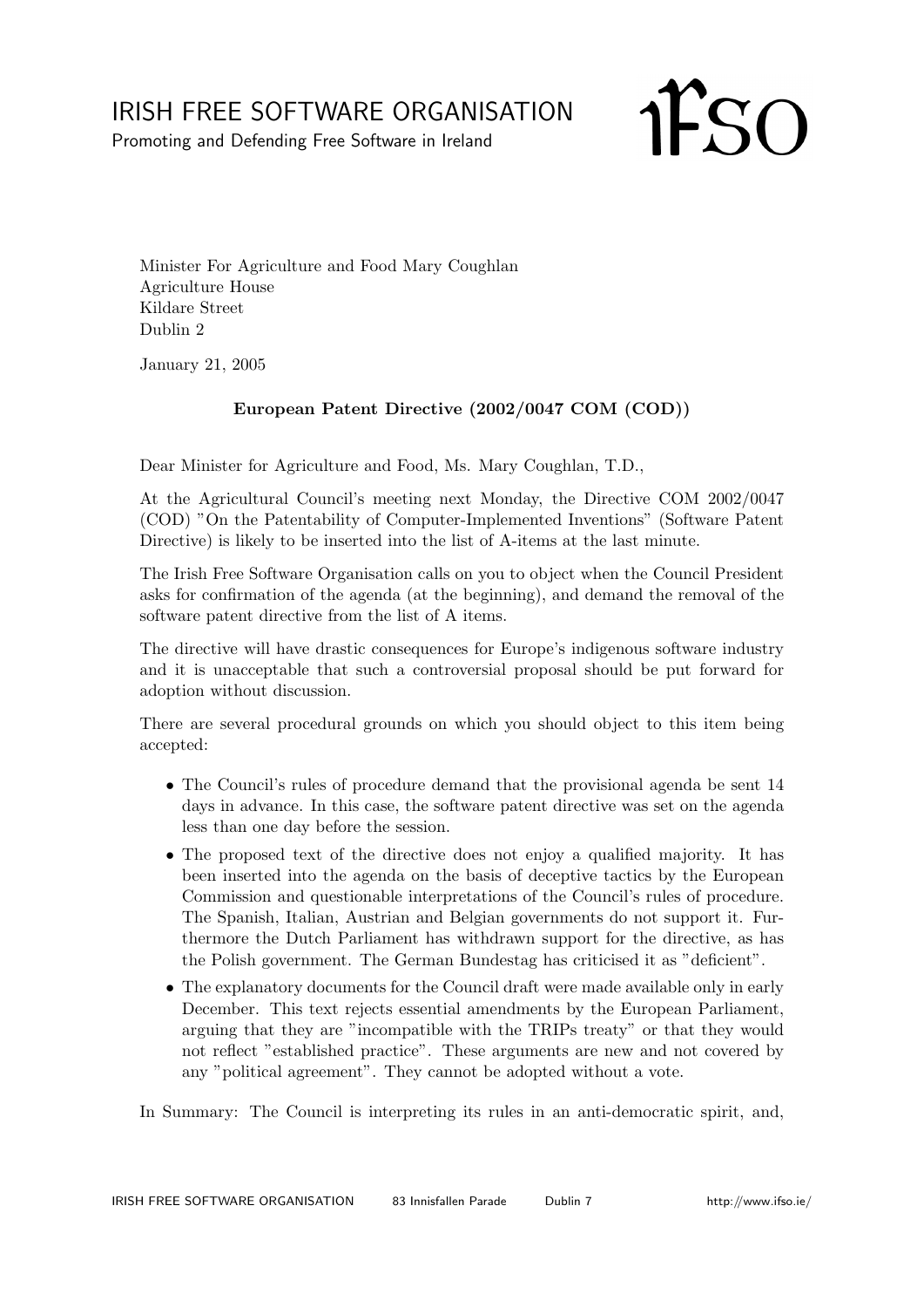# IRISH FREE SOFTWARE ORGANISATION

Promoting and Defending Free Software in Ireland

IFSO

Minister For Agriculture and Food Mary Coughlan
Agriculture House
Kildare Street
Dublin 2

January 21, 2005

**European Patent Directive (2002/0047 COM (COD))**

Dear Minister for Agriculture and Food, Ms. Mary Coughlan, T.D.,

At the Agricultural Council's meeting next Monday, the Directive COM 2002/0047 (COD) "On the Patentability of Computer-Implemented Inventions" (Software Patent Directive) is likely to be inserted into the list of A-items at the last minute.

The Irish Free Software Organisation calls on you to object when the Council President asks for confirmation of the agenda (at the beginning), and demand the removal of the software patent directive from the list of A items.

The directive will have drastic consequences for Europe's indigenous software industry and it is unacceptable that such a controversial proposal should be put forward for adoption without discussion.

There are several procedural grounds on which you should object to this item being accepted:

- The Council's rules of procedure demand that the provisional agenda be sent 14 days in advance. In this case, the software patent directive was set on the agenda less than one day before the session.
- The proposed text of the directive does not enjoy a qualified majority. It has been inserted into the agenda on the basis of deceptive tactics by the European Commission and questionable interpretations of the Council's rules of procedure. The Spanish, Italian, Austrian and Belgian governments do not support it. Furthermore the Dutch Parliament has withdrawn support for the directive, as has the Polish government. The German Bundestag has criticised it as "deficient".
- The explanatory documents for the Council draft were made available only in early December. This text rejects essential amendments by the European Parliament, arguing that they are "incompatible with the TRIPs treaty" or that they would not reflect "established practice". These arguments are new and not covered by any "political agreement". They cannot be adopted without a vote.

In Summary: The Council is interpreting its rules in an anti-democratic spirit, and,

IRISH FREE SOFTWARE ORGANISATION 83 Innisfallen Parade Dublin 7 http://www.ifso.ie/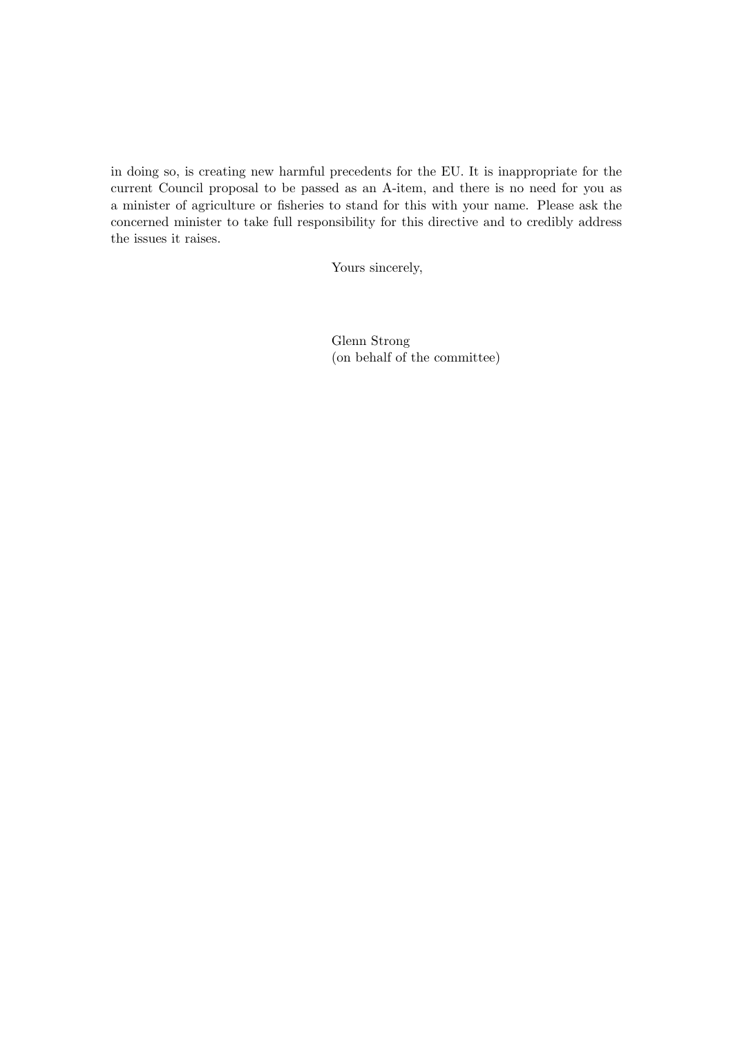in doing so, is creating new harmful precedents for the EU. It is inappropriate for the current Council proposal to be passed as an A-item, and there is no need for you as a minister of agriculture or fisheries to stand for this with your name. Please ask the concerned minister to take full responsibility for this directive and to credibly address the issues it raises.

Yours sincerely,

Glenn Strong
(on behalf of the committee)